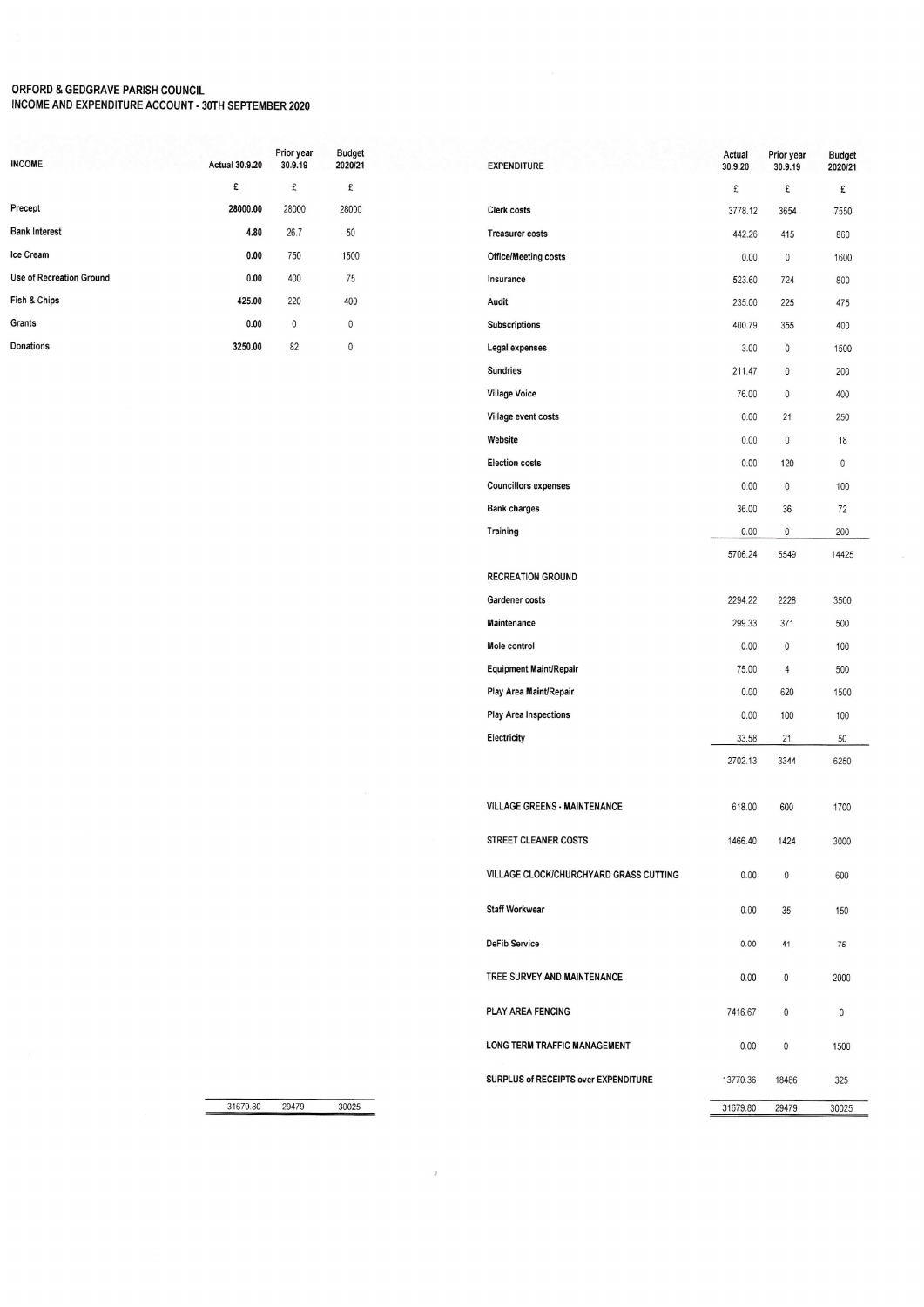# ORFORD & GEDGRAVE PARISH COUNCIL
## INCOME AND EXPENDITURE ACCOUNT - 30TH SEPTEMBER 2020

| INCOME | Actual 30.9.20 | Prior year 30.9.19 | Budget 2020/21 |
|---|---|---|---|
| | £ | £ | £ |
| Precept | 28000.00 | 28000 | 28000 |
| Bank Interest | 4.80 | 26.7 | 50 |
| Ice Cream | 0.00 | 750 | 1500 |
| Use of Recreation Ground | 0.00 | 400 | 75 |
| Fish & Chips | 425.00 | 220 | 400 |
| Grants | 0.00 | 0 | 0 |
| Donations | 3250.00 | 82 | 0 |
| | 31679.80 | 29479 | 30025 |

| EXPENDITURE | Actual 30.9.20 | Prior year 30.9.19 | Budget 2020/21 |
|---|---|---|---|
| | £ | £ | £ |
| Clerk costs | 3778.12 | 3654 | 7550 |
| Treasurer costs | 442.26 | 415 | 860 |
| Office/Meeting costs | 0.00 | 0 | 1600 |
| Insurance | 523.60 | 724 | 800 |
| Audit | 235.00 | 225 | 475 |
| Subscriptions | 400.79 | 355 | 400 |
| Legal expenses | 3.00 | 0 | 1500 |
| Sundries | 211.47 | 0 | 200 |
| Village Voice | 76.00 | 0 | 400 |
| Village event costs | 0.00 | 21 | 250 |
| Website | 0.00 | 0 | 18 |
| Election costs | 0.00 | 120 | 0 |
| Councillors expenses | 0.00 | 0 | 100 |
| Bank charges | 36.00 | 36 | 72 |
| Training | 0.00 | 0 | 200 |
| | 5706.24 | 5549 | 14425 |
| RECREATION GROUND | | | |
| Gardener costs | 2294.22 | 2228 | 3500 |
| Maintenance | 299.33 | 371 | 500 |
| Mole control | 0.00 | 0 | 100 |
| Equipment Maint/Repair | 75.00 | 4 | 500 |
| Play Area Maint/Repair | 0.00 | 620 | 1500 |
| Play Area Inspections | 0.00 | 100 | 100 |
| Electricity | 33.58 | 21 | 50 |
| | 2702.13 | 3344 | 6250 |
| VILLAGE GREENS - MAINTENANCE | 618.00 | 600 | 1700 |
| STREET CLEANER COSTS | 1466.40 | 1424 | 3000 |
| VILLAGE CLOCK/CHURCHYARD GRASS CUTTING | 0.00 | 0 | 600 |
| Staff Workwear | 0.00 | 35 | 150 |
| DeFib Service | 0.00 | 41 | 75 |
| TREE SURVEY AND MAINTENANCE | 0.00 | 0 | 2000 |
| PLAY AREA FENCING | 7416.67 | 0 | 0 |
| LONG TERM TRAFFIC MANAGEMENT | 0.00 | 0 | 1500 |
| SURPLUS of RECEIPTS over EXPENDITURE | 13770.36 | 18486 | 325 |
| | 31679.80 | 29479 | 30025 |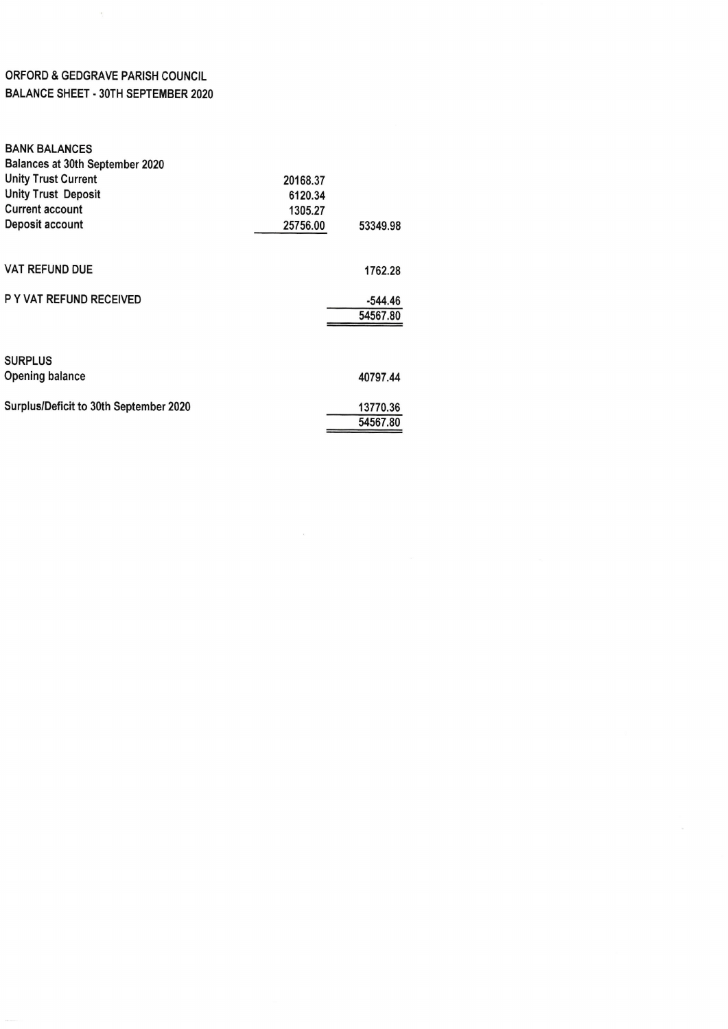**ORFORD & GEDGRAVE PARISH COUNCIL**
**BALANCE SHEET - 30TH SEPTEMBER 2020**

| | | |
|---|---|---|
| **BANK BALANCES** | | |
| Balances at 30th September 2020 | | |
| Unity Trust Current | 20168.37 | |
| Unity Trust Deposit | 6120.34 | |
| Current account | 1305.27 | |
| Deposit account | 25756.00 | 53349.98 |
| | | |
| **VAT REFUND DUE** | | 1762.28 |
| | | |
| **P Y VAT REFUND RECEIVED** | | -544.46 |
| | | 54567.80 |
| | | |
| **SURPLUS** | | |
| Opening balance | | 40797.44 |
| | | |
| Surplus/Deficit to 30th September 2020 | | 13770.36 |
| | | 54567.80 |